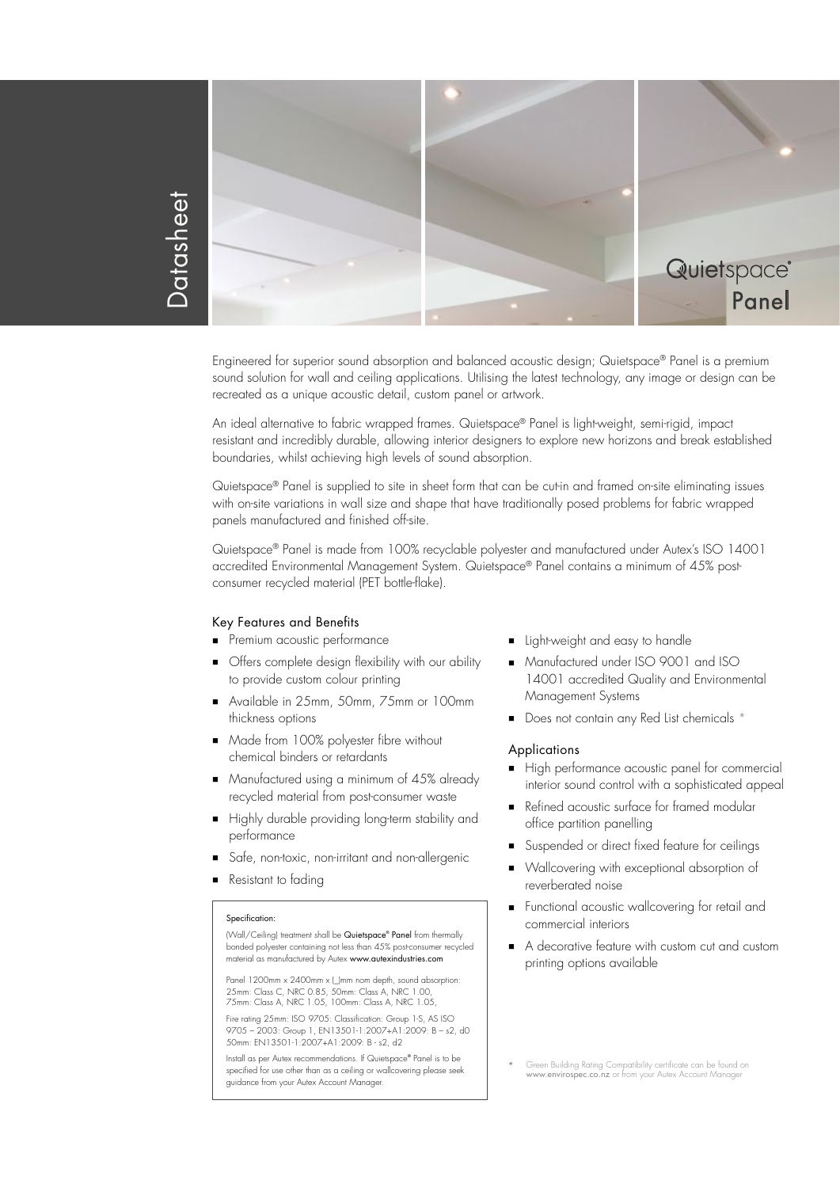Datasheet

# Quietspace® Panel

Engineered for superior sound absorption and balanced acoustic design; Quietspace® Panel is a premium sound solution for wall and ceiling applications. Utilising the latest technology, any image or design can be recreated as a unique acoustic detail, custom panel or artwork.

An ideal alternative to fabric wrapped frames. Quietspace® Panel is light-weight, semi-rigid, impact resistant and incredibly durable, allowing interior designers to explore new horizons and break established boundaries, whilst achieving high levels of sound absorption.

Quietspace® Panel is supplied to site in sheet form that can be cut-in and framed on-site eliminating issues with on-site variations in wall size and shape that have traditionally posed problems for fabric wrapped panels manufactured and finished off-site.

Quietspace® Panel is made from 100% recyclable polyester and manufactured under Autex's ISO 14001 accredited Environmental Management System. Quietspace® Panel contains a minimum of 45% post-consumer recycled material (PET bottle-flake).

## Key Features and Benefits

- Premium acoustic performance
- Offers complete design flexibility with our ability to provide custom colour printing
- Available in 25mm, 50mm, 75mm or 100mm thickness options
- Made from 100% polyester fibre without chemical binders or retardants
- Manufactured using a minimum of 45% already recycled material from post-consumer waste
- Highly durable providing long-term stability and performance
- Safe, non-toxic, non-irritant and non-allergenic
- Resistant to fading
- Light-weight and easy to handle
- Manufactured under ISO 9001 and ISO 14001 accredited Quality and Environmental Management Systems
- Does not contain any Red List chemicals *

Specification:

(Wall/Ceiling) treatment shall be **Quietspace® Panel** from thermally bonded polyester containing not less than 45% post-consumer recycled material as manufactured by Autex **www.autexindustries.com**

Panel 1200mm x 2400mm x (_)mm nom depth, sound absorption: 25mm: Class C, NRC 0.85, 50mm: Class A, NRC 1.00, 75mm: Class A, NRC 1.05, 100mm: Class A, NRC 1.05,

Fire rating 25mm: ISO 9705: Classification: Group 1-S, AS ISO 9705 – 2003: Group 1, EN13501-1:2007+A1:2009: B – s2, d0
50mm: EN13501-1:2007+A1:2009: B - s2, d2

Install as per Autex recommendations. If Quietspace® Panel is to be specified for use other than as a ceiling or wallcovering please seek guidance from your Autex Account Manager.

## Applications

- High performance acoustic panel for commercial interior sound control with a sophisticated appeal
- Refined acoustic surface for framed modular office partition panelling
- Suspended or direct fixed feature for ceilings
- Wallcovering with exceptional absorption of reverberated noise
- Functional acoustic wallcovering for retail and commercial interiors
- A decorative feature with custom cut and custom printing options available

\* Green Building Rating Compatibility certificate can be found on **www.envirospec.co.nz** or from your Autex Account Manager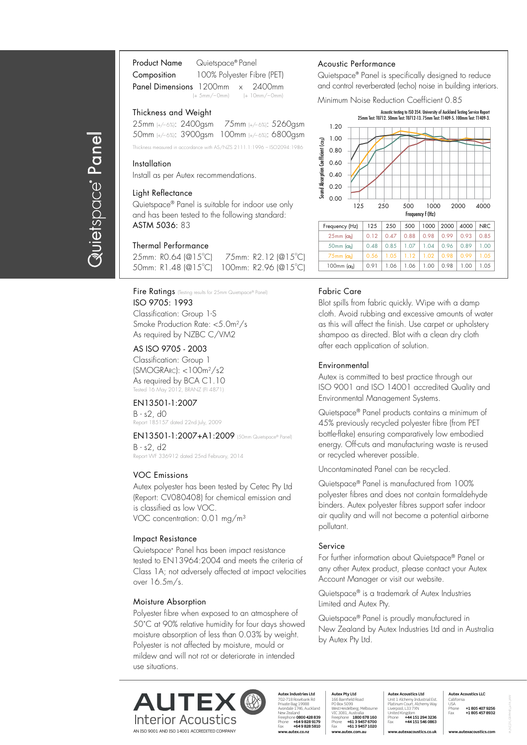Quietspace® Panel

| | |
|---|---|
| Product Name | Quietspace® Panel |
| Composition | 100% Polyester Fibre (PET) |
| Panel Dimensions | 1200mm (+ 5mm/−0mm) x 2400mm (+ 10mm/−0mm) |

## Thickness and Weight

25mm (+/−6%): 2400gsm  75mm (+/−6%): 5260gsm
50mm (+/−6%): 3900gsm  100mm (+/−6%): 6800gsm

Thickness measured in accordance with AS/NZS 2111.1:1996 – ISO2094:1986

## Installation

Install as per Autex recommendations.

## Light Reflectance

Quietspace® Panel is suitable for indoor use only and has been tested to the following standard:
ASTM 5036: 83

## Thermal Performance

25mm: R0.64 (@15°C)  75mm: R2.12 (@15°C)
50mm: R1.48 (@15°C)  100mm: R2.96 (@15°C)

## Acoustic Performance

Quietspace® Panel is specifically designed to reduce and control reverberated (echo) noise in building interiors.

Minimum Noise Reduction Coefficient 0.85

Acoustic testing to ISO 354. University of Auckland Testing Service Report
25mm Test: T0712. 50mm Test: T0712-13. 75mm Test: T1409-5. 100mm Test: T1409-3.

Sound Absorption Coefficient ($\alpha_S$)
1.20
1.00
0.80
0.60
0.40
0.20
0.00
125 250 500 1000 2000 4000
Frequency f (Hz)

| Frequency (Hz) | 125 | 250 | 500 | 1000 | 2000 | 4000 | NRC |
|---|---|---|---|---|---|---|---|
| 25mm ($\alpha_S$) | 0.12 | 0.47 | 0.88 | 0.98 | 0.99 | 0.93 | 0.85 |
| 50mm ($\alpha_S$) | 0.48 | 0.85 | 1.07 | 1.04 | 0.96 | 0.89 | 1.00 |
| 75mm ($\alpha_S$) | 0.56 | 1.05 | 1.12 | 1.02 | 0.98 | 0.99 | 1.05 |
| 100mm ($\alpha_S$) | 0.91 | 1.06 | 1.06 | 1.00 | 0.98 | 1.00 | 1.05 |

## Fire Ratings (Testing results for 25mm Quietspace® Panel)

**ISO 9705: 1993**
Classification: Group 1-S
Smoke Production Rate: <5.0m²/s
As required by NZBC C/VM2

**AS ISO 9705 - 2003**
Classification: Group 1
(SMOGRA$_{RC}$): <100m²/s2
As required by BCA C1.10
Tested 16 May 2012, BRANZ (FI 4871)

**EN13501-1:2007**
B - s2, d0
Report 185157 dated 22nd July, 2009

**EN13501-1:2007+A1:2009** (50mm Quietspace® Panel)
B - s2, d2
Report WF 336912 dated 25nd February, 2014

## VOC Emissions

Autex polyester has been tested by Cetec Pty Ltd (Report: CV080408) for chemical emission and is classified as low VOC.
VOC concentration: 0.01 mg/m³

## Impact Resistance

Quietspace® Panel has been impact resistance tested to EN13964:2004 and meets the criteria of Class 1A; not adversely affected at impact velocities over 16.5m/s.

## Moisture Absorption

Polyester fibre when exposed to an atmosphere of 50°C at 90% relative humidity for four days showed moisture absorption of less than 0.03% by weight. Polyester is not affected by moisture, mould or mildew and will not rot or deteriorate in intended use situations.

## Fabric Care

Blot spills from fabric quickly. Wipe with a damp cloth. Avoid rubbing and excessive amounts of water as this will affect the finish. Use carpet or upholstery shampoo as directed. Blot with a clean dry cloth after each application of solution.

## Environmental

Autex is committed to best practice through our ISO 9001 and ISO 14001 accredited Quality and Environmental Management Systems.

Quietspace® Panel products contains a minimum of 45% previously recycled polyester fibre (from PET bottle-flake) ensuring comparatively low embodied energy. Off-cuts and manufacturing waste is re-used or recycled wherever possible.

Uncontaminated Panel can be recycled.

Quietspace® Panel is manufactured from 100% polyester fibres and does not contain formaldehyde binders. Autex polyester fibres support safer indoor air quality and will not become a potential airborne pollutant.

## Service

For further information about Quietspace® Panel or any other Autex product, please contact your Autex Account Manager or visit our website.

Quietspace® is a trademark of Autex Industries Limited and Autex Pty.

Quietspace® Panel is proudly manufactured in New Zealand by Autex Industries Ltd and in Australia by Autex Pty Ltd.

AUTEX Interior Acoustics
AN ISO 9001 AND ISO 14001 ACCREDITED COMPANY

**Autex Industries Ltd**
702-718 Rosebank Rd
Private Bag 19988
Avondale 1746, Auckland
New Zealand
Freephone 0800 428 839
Phone +64 9 828 9179
Fax +64 9 828 5810
www.autex.co.nz

**Autex Pty Ltd**
166 Barnfield Road
PO Box 5099
West Heidelberg, Melbourne
VIC 3081, Australia
Freephone 1800 678 160
Phone +61 3 9457 6700
Fax +61 3 9457 1020
www.autex.com.au

**Autex Acoustics Ltd**
Unit 1 Alchemy Industrial Est.
Platinum Court, Alchemy Way
Liverpool, L33 7XN
United Kingdom
Phone +44 151 294 3236
Fax +44 151 546 0863
www.autexacoustics.co.uk

**Autex Acoustics LLC**
California
USA
Phone +1 805 407 9256
Fax +1 805 457 8932
www.autexacoustics.com